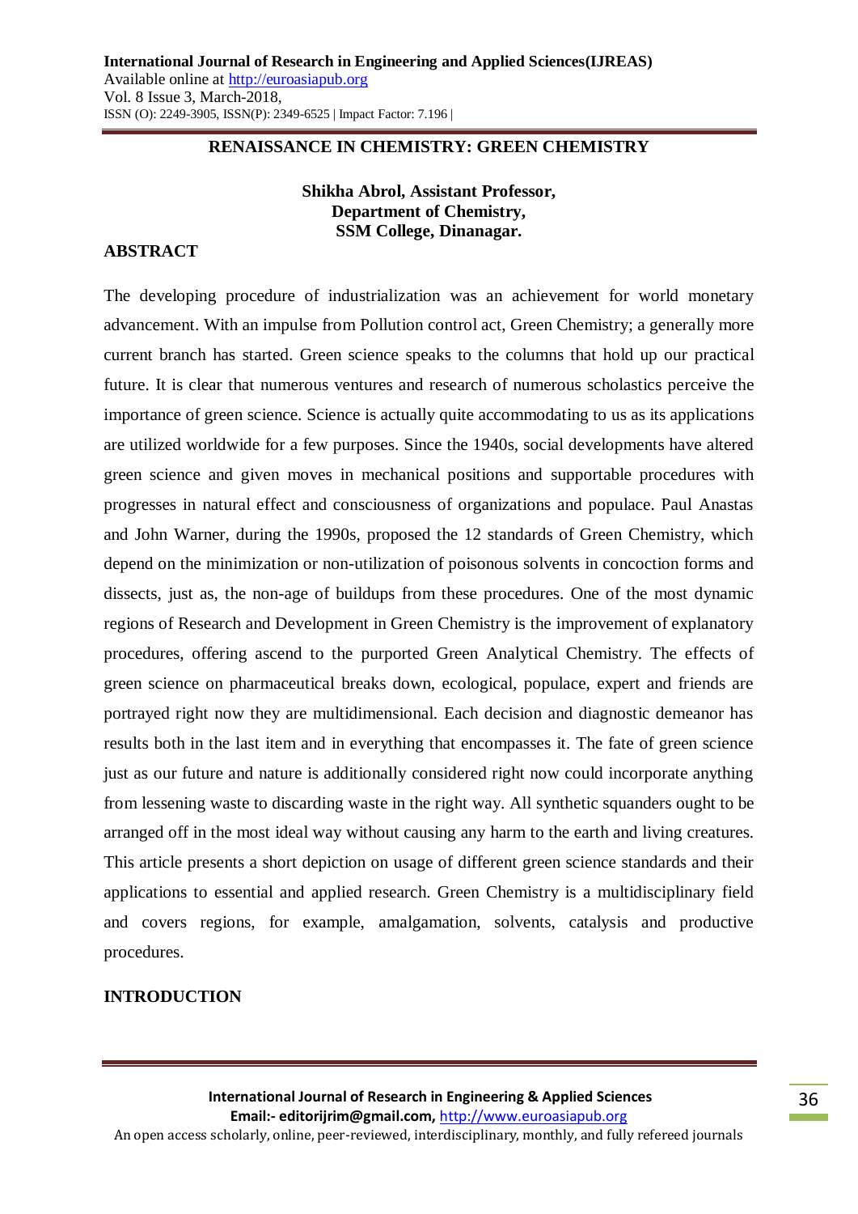# RENAISSANCE IN CHEMISTRY: GREEN CHEMISTRY

**Shikha Abrol, Assistant Professor,**
**Department of Chemistry,**
**SSM College, Dinanagar.**

## ABSTRACT

The developing procedure of industrialization was an achievement for world monetary advancement. With an impulse from Pollution control act, Green Chemistry; a generally more current branch has started. Green science speaks to the columns that hold up our practical future. It is clear that numerous ventures and research of numerous scholastics perceive the importance of green science. Science is actually quite accommodating to us as its applications are utilized worldwide for a few purposes. Since the 1940s, social developments have altered green science and given moves in mechanical positions and supportable procedures with progresses in natural effect and consciousness of organizations and populace. Paul Anastas and John Warner, during the 1990s, proposed the 12 standards of Green Chemistry, which depend on the minimization or non-utilization of poisonous solvents in concoction forms and dissects, just as, the non-age of buildups from these procedures. One of the most dynamic regions of Research and Development in Green Chemistry is the improvement of explanatory procedures, offering ascend to the purported Green Analytical Chemistry. The effects of green science on pharmaceutical breaks down, ecological, populace, expert and friends are portrayed right now they are multidimensional. Each decision and diagnostic demeanor has results both in the last item and in everything that encompasses it. The fate of green science just as our future and nature is additionally considered right now could incorporate anything from lessening waste to discarding waste in the right way. All synthetic squanders ought to be arranged off in the most ideal way without causing any harm to the earth and living creatures. This article presents a short depiction on usage of different green science standards and their applications to essential and applied research. Green Chemistry is a multidisciplinary field and covers regions, for example, amalgamation, solvents, catalysis and productive procedures.

## INTRODUCTION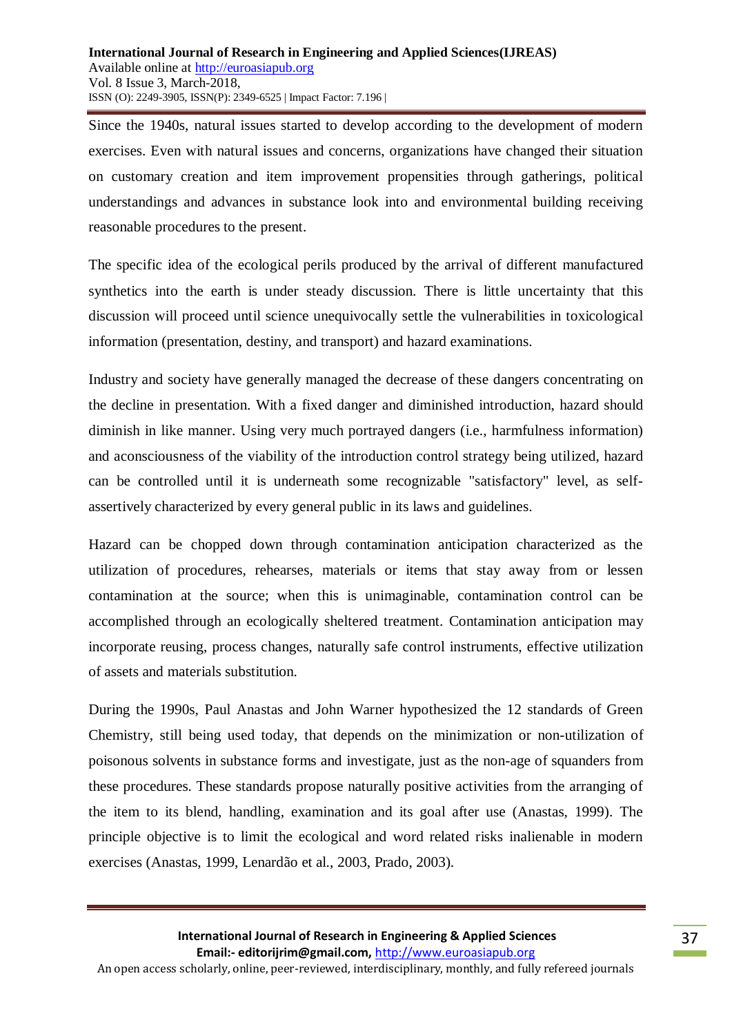Since the 1940s, natural issues started to develop according to the development of modern exercises. Even with natural issues and concerns, organizations have changed their situation on customary creation and item improvement propensities through gatherings, political understandings and advances in substance look into and environmental building receiving reasonable procedures to the present.

The specific idea of the ecological perils produced by the arrival of different manufactured synthetics into the earth is under steady discussion. There is little uncertainty that this discussion will proceed until science unequivocally settle the vulnerabilities in toxicological information (presentation, destiny, and transport) and hazard examinations.

Industry and society have generally managed the decrease of these dangers concentrating on the decline in presentation. With a fixed danger and diminished introduction, hazard should diminish in like manner. Using very much portrayed dangers (i.e., harmfulness information) and aconsciousness of the viability of the introduction control strategy being utilized, hazard can be controlled until it is underneath some recognizable "satisfactory" level, as self-assertively characterized by every general public in its laws and guidelines.

Hazard can be chopped down through contamination anticipation characterized as the utilization of procedures, rehearses, materials or items that stay away from or lessen contamination at the source; when this is unimaginable, contamination control can be accomplished through an ecologically sheltered treatment. Contamination anticipation may incorporate reusing, process changes, naturally safe control instruments, effective utilization of assets and materials substitution.

During the 1990s, Paul Anastas and John Warner hypothesized the 12 standards of Green Chemistry, still being used today, that depends on the minimization or non-utilization of poisonous solvents in substance forms and investigate, just as the non-age of squanders from these procedures. These standards propose naturally positive activities from the arranging of the item to its blend, handling, examination and its goal after use (Anastas, 1999). The principle objective is to limit the ecological and word related risks inalienable in modern exercises (Anastas, 1999, Lenardão et al., 2003, Prado, 2003).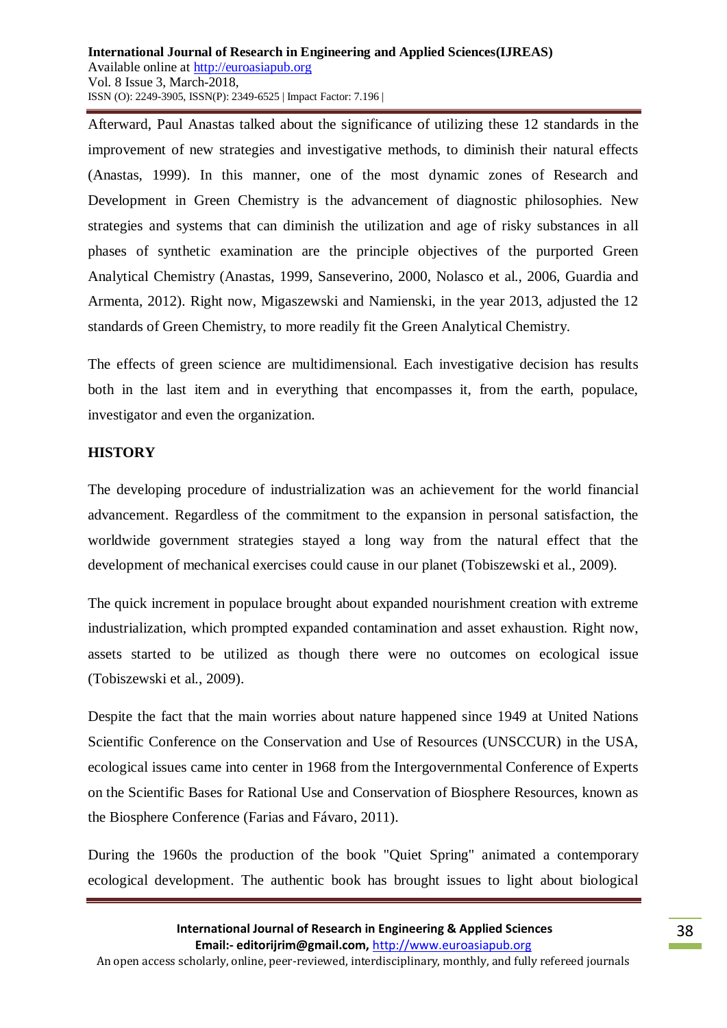Afterward, Paul Anastas talked about the significance of utilizing these 12 standards in the improvement of new strategies and investigative methods, to diminish their natural effects (Anastas, 1999). In this manner, one of the most dynamic zones of Research and Development in Green Chemistry is the advancement of diagnostic philosophies. New strategies and systems that can diminish the utilization and age of risky substances in all phases of synthetic examination are the principle objectives of the purported Green Analytical Chemistry (Anastas, 1999, Sanseverino, 2000, Nolasco et al., 2006, Guardia and Armenta, 2012). Right now, Migaszewski and Namienski, in the year 2013, adjusted the 12 standards of Green Chemistry, to more readily fit the Green Analytical Chemistry.

The effects of green science are multidimensional. Each investigative decision has results both in the last item and in everything that encompasses it, from the earth, populace, investigator and even the organization.

## HISTORY

The developing procedure of industrialization was an achievement for the world financial advancement. Regardless of the commitment to the expansion in personal satisfaction, the worldwide government strategies stayed a long way from the natural effect that the development of mechanical exercises could cause in our planet (Tobiszewski et al., 2009).

The quick increment in populace brought about expanded nourishment creation with extreme industrialization, which prompted expanded contamination and asset exhaustion. Right now, assets started to be utilized as though there were no outcomes on ecological issue (Tobiszewski et al., 2009).

Despite the fact that the main worries about nature happened since 1949 at United Nations Scientific Conference on the Conservation and Use of Resources (UNSCCUR) in the USA, ecological issues came into center in 1968 from the Intergovernmental Conference of Experts on the Scientific Bases for Rational Use and Conservation of Biosphere Resources, known as the Biosphere Conference (Farias and Fávaro, 2011).

During the 1960s the production of the book "Quiet Spring" animated a contemporary ecological development. The authentic book has brought issues to light about biological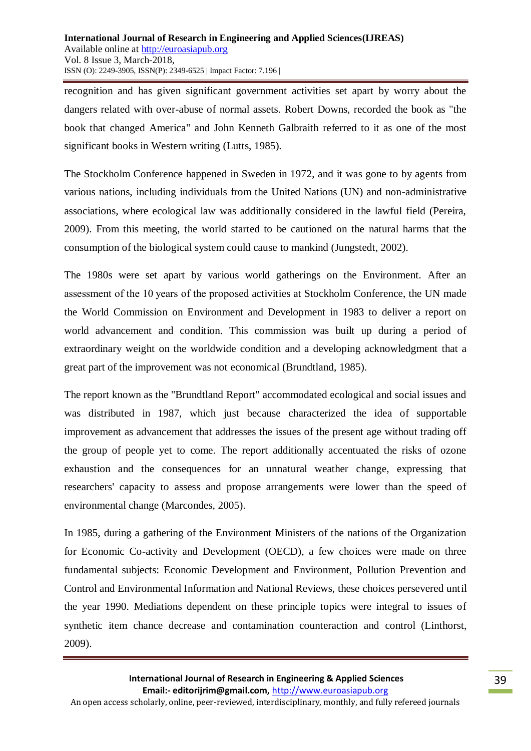recognition and has given significant government activities set apart by worry about the dangers related with over-abuse of normal assets. Robert Downs, recorded the book as "the book that changed America" and John Kenneth Galbraith referred to it as one of the most significant books in Western writing (Lutts, 1985).

The Stockholm Conference happened in Sweden in 1972, and it was gone to by agents from various nations, including individuals from the United Nations (UN) and non-administrative associations, where ecological law was additionally considered in the lawful field (Pereira, 2009). From this meeting, the world started to be cautioned on the natural harms that the consumption of the biological system could cause to mankind (Jungstedt, 2002).

The 1980s were set apart by various world gatherings on the Environment. After an assessment of the 10 years of the proposed activities at Stockholm Conference, the UN made the World Commission on Environment and Development in 1983 to deliver a report on world advancement and condition. This commission was built up during a period of extraordinary weight on the worldwide condition and a developing acknowledgment that a great part of the improvement was not economical (Brundtland, 1985).

The report known as the "Brundtland Report" accommodated ecological and social issues and was distributed in 1987, which just because characterized the idea of supportable improvement as advancement that addresses the issues of the present age without trading off the group of people yet to come. The report additionally accentuated the risks of ozone exhaustion and the consequences for an unnatural weather change, expressing that researchers' capacity to assess and propose arrangements were lower than the speed of environmental change (Marcondes, 2005).

In 1985, during a gathering of the Environment Ministers of the nations of the Organization for Economic Co-activity and Development (OECD), a few choices were made on three fundamental subjects: Economic Development and Environment, Pollution Prevention and Control and Environmental Information and National Reviews, these choices persevered until the year 1990. Mediations dependent on these principle topics were integral to issues of synthetic item chance decrease and contamination counteraction and control (Linthorst, 2009).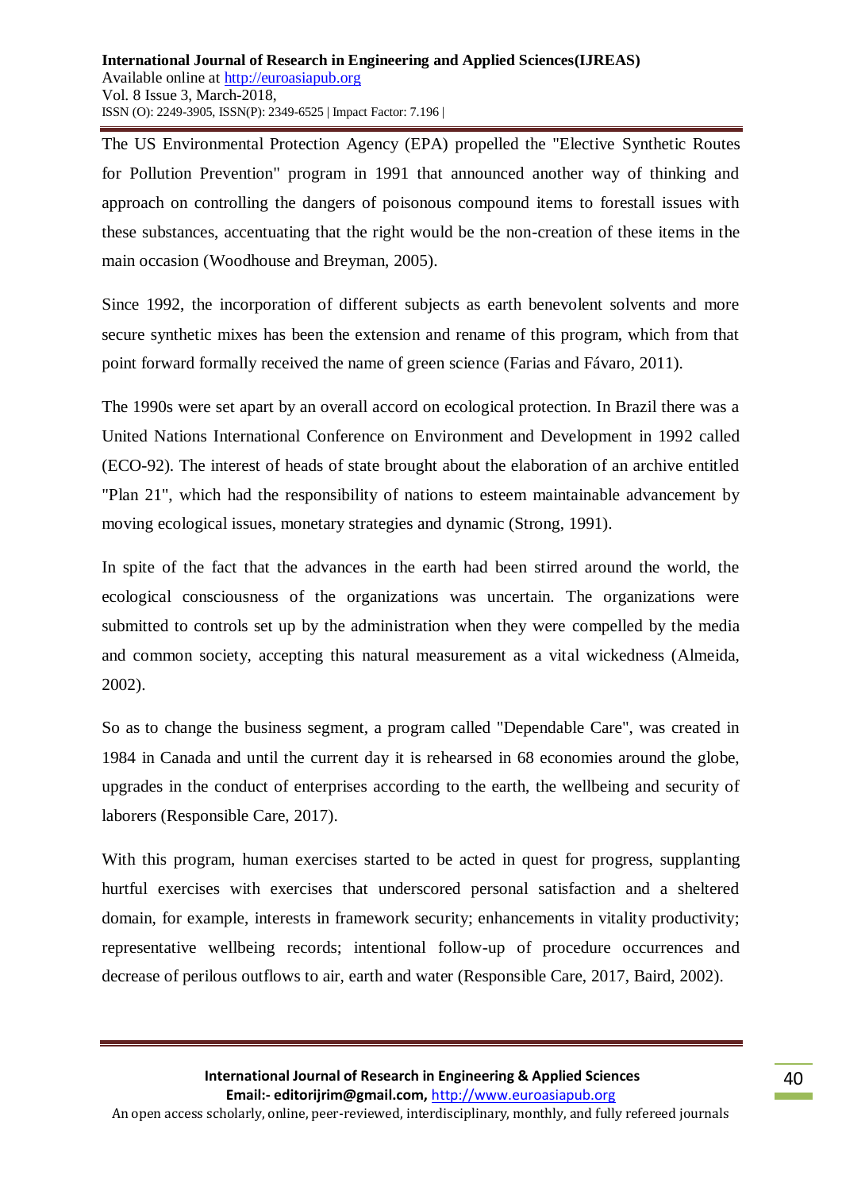The US Environmental Protection Agency (EPA) propelled the "Elective Synthetic Routes for Pollution Prevention" program in 1991 that announced another way of thinking and approach on controlling the dangers of poisonous compound items to forestall issues with these substances, accentuating that the right would be the non-creation of these items in the main occasion (Woodhouse and Breyman, 2005).

Since 1992, the incorporation of different subjects as earth benevolent solvents and more secure synthetic mixes has been the extension and rename of this program, which from that point forward formally received the name of green science (Farias and Fávaro, 2011).

The 1990s were set apart by an overall accord on ecological protection. In Brazil there was a United Nations International Conference on Environment and Development in 1992 called (ECO-92). The interest of heads of state brought about the elaboration of an archive entitled "Plan 21", which had the responsibility of nations to esteem maintainable advancement by moving ecological issues, monetary strategies and dynamic (Strong, 1991).

In spite of the fact that the advances in the earth had been stirred around the world, the ecological consciousness of the organizations was uncertain. The organizations were submitted to controls set up by the administration when they were compelled by the media and common society, accepting this natural measurement as a vital wickedness (Almeida, 2002).

So as to change the business segment, a program called "Dependable Care", was created in 1984 in Canada and until the current day it is rehearsed in 68 economies around the globe, upgrades in the conduct of enterprises according to the earth, the wellbeing and security of laborers (Responsible Care, 2017).

With this program, human exercises started to be acted in quest for progress, supplanting hurtful exercises with exercises that underscored personal satisfaction and a sheltered domain, for example, interests in framework security; enhancements in vitality productivity; representative wellbeing records; intentional follow-up of procedure occurrences and decrease of perilous outflows to air, earth and water (Responsible Care, 2017, Baird, 2002).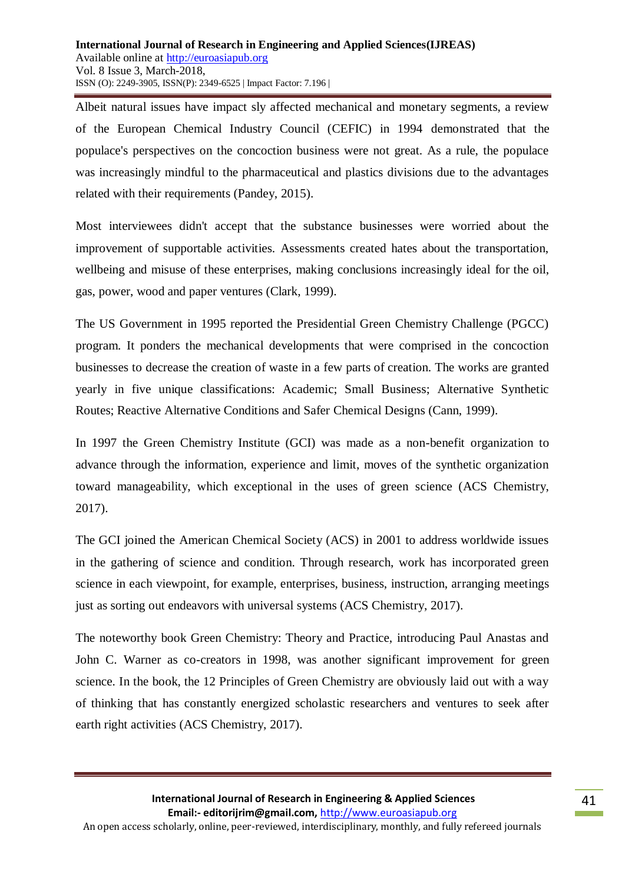Albeit natural issues have impact sly affected mechanical and monetary segments, a review of the European Chemical Industry Council (CEFIC) in 1994 demonstrated that the populace's perspectives on the concoction business were not great. As a rule, the populace was increasingly mindful to the pharmaceutical and plastics divisions due to the advantages related with their requirements (Pandey, 2015).

Most interviewees didn't accept that the substance businesses were worried about the improvement of supportable activities. Assessments created hates about the transportation, wellbeing and misuse of these enterprises, making conclusions increasingly ideal for the oil, gas, power, wood and paper ventures (Clark, 1999).

The US Government in 1995 reported the Presidential Green Chemistry Challenge (PGCC) program. It ponders the mechanical developments that were comprised in the concoction businesses to decrease the creation of waste in a few parts of creation. The works are granted yearly in five unique classifications: Academic; Small Business; Alternative Synthetic Routes; Reactive Alternative Conditions and Safer Chemical Designs (Cann, 1999).

In 1997 the Green Chemistry Institute (GCI) was made as a non-benefit organization to advance through the information, experience and limit, moves of the synthetic organization toward manageability, which exceptional in the uses of green science (ACS Chemistry, 2017).

The GCI joined the American Chemical Society (ACS) in 2001 to address worldwide issues in the gathering of science and condition. Through research, work has incorporated green science in each viewpoint, for example, enterprises, business, instruction, arranging meetings just as sorting out endeavors with universal systems (ACS Chemistry, 2017).

The noteworthy book Green Chemistry: Theory and Practice, introducing Paul Anastas and John C. Warner as co-creators in 1998, was another significant improvement for green science. In the book, the 12 Principles of Green Chemistry are obviously laid out with a way of thinking that has constantly energized scholastic researchers and ventures to seek after earth right activities (ACS Chemistry, 2017).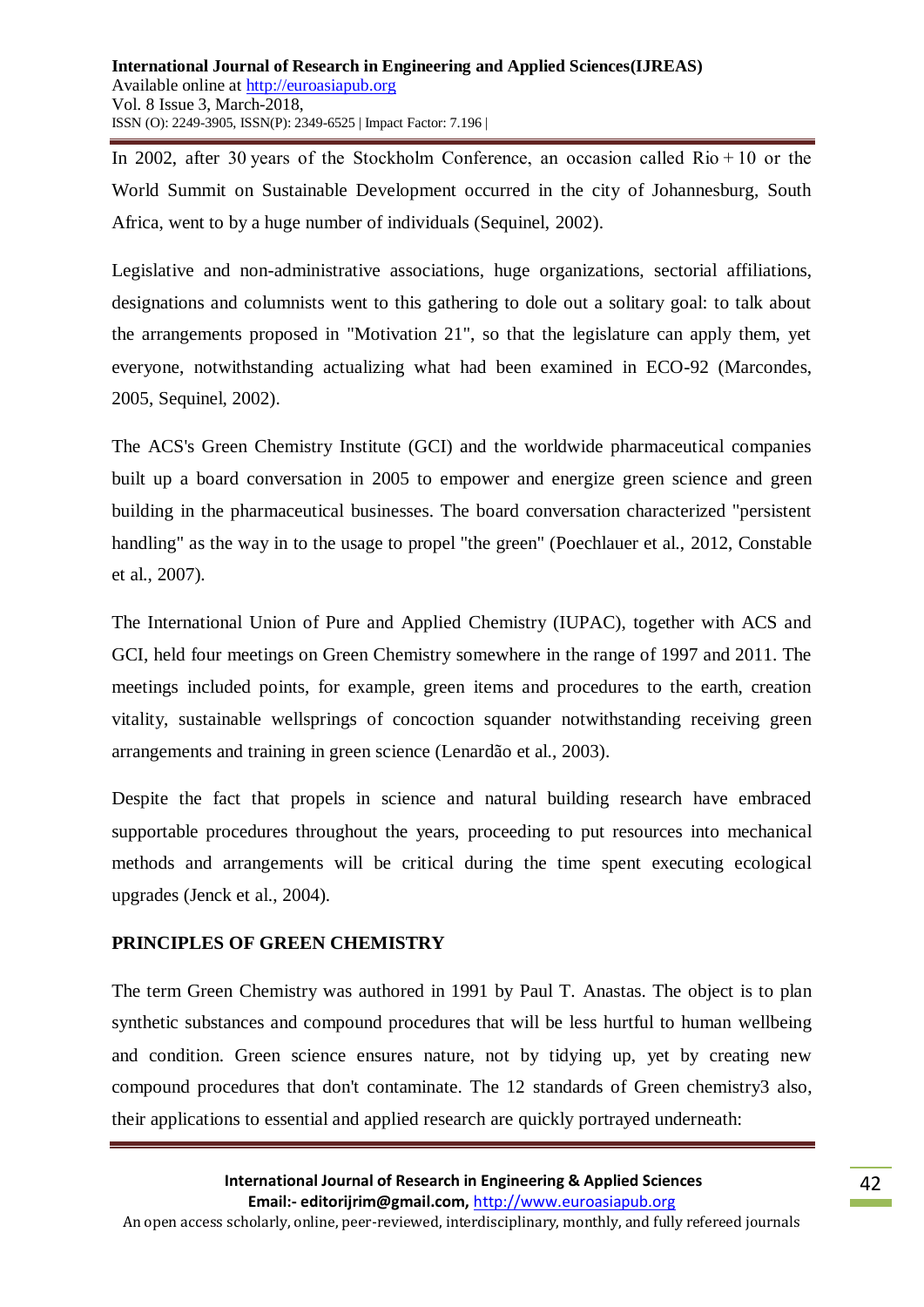In 2002, after 30 years of the Stockholm Conference, an occasion called Rio + 10 or the World Summit on Sustainable Development occurred in the city of Johannesburg, South Africa, went to by a huge number of individuals (Sequinel, 2002).

Legislative and non-administrative associations, huge organizations, sectorial affiliations, designations and columnists went to this gathering to dole out a solitary goal: to talk about the arrangements proposed in "Motivation 21", so that the legislature can apply them, yet everyone, notwithstanding actualizing what had been examined in ECO-92 (Marcondes, 2005, Sequinel, 2002).

The ACS's Green Chemistry Institute (GCI) and the worldwide pharmaceutical companies built up a board conversation in 2005 to empower and energize green science and green building in the pharmaceutical businesses. The board conversation characterized "persistent handling" as the way in to the usage to propel "the green" (Poechlauer et al., 2012, Constable et al., 2007).

The International Union of Pure and Applied Chemistry (IUPAC), together with ACS and GCI, held four meetings on Green Chemistry somewhere in the range of 1997 and 2011. The meetings included points, for example, green items and procedures to the earth, creation vitality, sustainable wellsprings of concoction squander notwithstanding receiving green arrangements and training in green science (Lenardão et al., 2003).

Despite the fact that propels in science and natural building research have embraced supportable procedures throughout the years, proceeding to put resources into mechanical methods and arrangements will be critical during the time spent executing ecological upgrades (Jenck et al., 2004).

## PRINCIPLES OF GREEN CHEMISTRY

The term Green Chemistry was authored in 1991 by Paul T. Anastas. The object is to plan synthetic substances and compound procedures that will be less hurtful to human wellbeing and condition. Green science ensures nature, not by tidying up, yet by creating new compound procedures that don't contaminate. The 12 standards of Green chemistry3 also, their applications to essential and applied research are quickly portrayed underneath: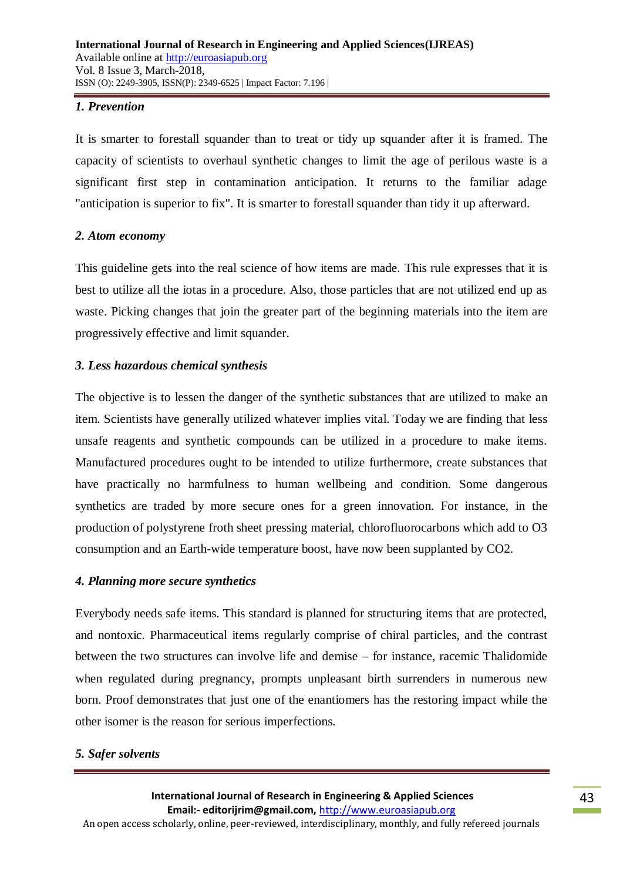### *1. Prevention*

It is smarter to forestall squander than to treat or tidy up squander after it is framed. The capacity of scientists to overhaul synthetic changes to limit the age of perilous waste is a significant first step in contamination anticipation. It returns to the familiar adage "anticipation is superior to fix". It is smarter to forestall squander than tidy it up afterward.

### *2. Atom economy*

This guideline gets into the real science of how items are made. This rule expresses that it is best to utilize all the iotas in a procedure. Also, those particles that are not utilized end up as waste. Picking changes that join the greater part of the beginning materials into the item are progressively effective and limit squander.

### *3. Less hazardous chemical synthesis*

The objective is to lessen the danger of the synthetic substances that are utilized to make an item. Scientists have generally utilized whatever implies vital. Today we are finding that less unsafe reagents and synthetic compounds can be utilized in a procedure to make items. Manufactured procedures ought to be intended to utilize furthermore, create substances that have practically no harmfulness to human wellbeing and condition. Some dangerous synthetics are traded by more secure ones for a green innovation. For instance, in the production of polystyrene froth sheet pressing material, chlorofluorocarbons which add to $O_3$ consumption and an Earth-wide temperature boost, have now been supplanted by $CO_2$.

### *4. Planning more secure synthetics*

Everybody needs safe items. This standard is planned for structuring items that are protected, and nontoxic. Pharmaceutical items regularly comprise of chiral particles, and the contrast between the two structures can involve life and demise – for instance, racemic Thalidomide when regulated during pregnancy, prompts unpleasant birth surrenders in numerous new born. Proof demonstrates that just one of the enantiomers has the restoring impact while the other isomer is the reason for serious imperfections.

### *5. Safer solvents*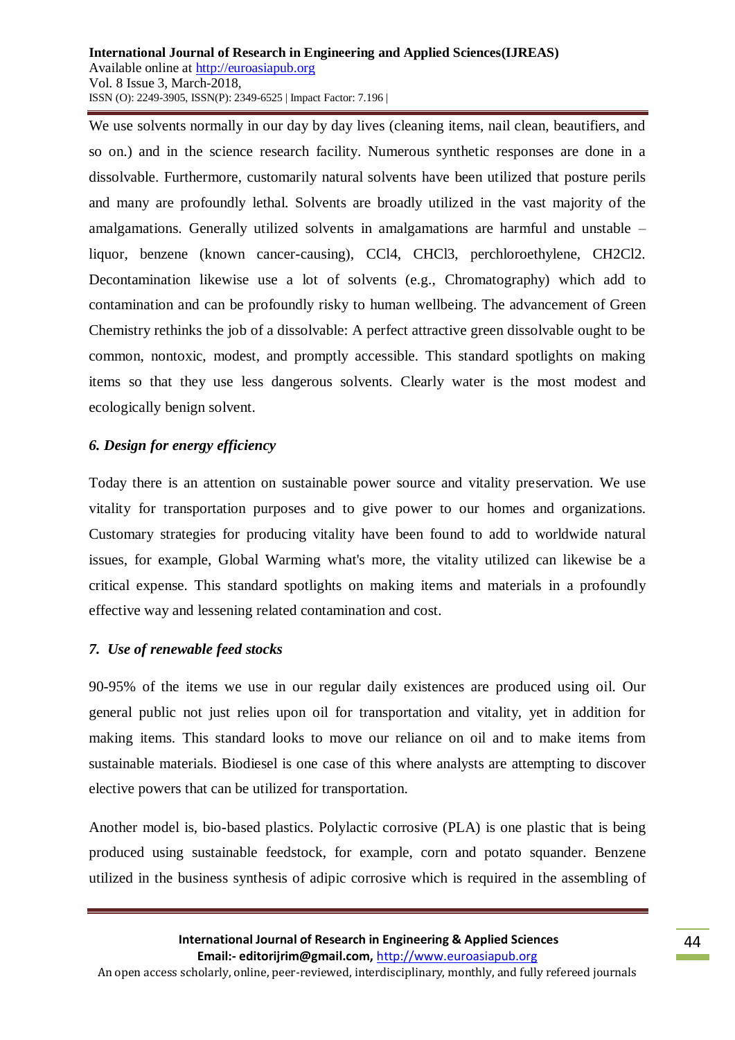We use solvents normally in our day by day lives (cleaning items, nail clean, beautifiers, and so on.) and in the science research facility. Numerous synthetic responses are done in a dissolvable. Furthermore, customarily natural solvents have been utilized that posture perils and many are profoundly lethal. Solvents are broadly utilized in the vast majority of the amalgamations. Generally utilized solvents in amalgamations are harmful and unstable – liquor, benzene (known cancer-causing), $CCl_4$, $CHCl_3$, perchloroethylene, $CH_2Cl_2$. Decontamination likewise use a lot of solvents (e.g., Chromatography) which add to contamination and can be profoundly risky to human wellbeing. The advancement of Green Chemistry rethinks the job of a dissolvable: A perfect attractive green dissolvable ought to be common, nontoxic, modest, and promptly accessible. This standard spotlights on making items so that they use less dangerous solvents. Clearly water is the most modest and ecologically benign solvent.

### *6. Design for energy efficiency*

Today there is an attention on sustainable power source and vitality preservation. We use vitality for transportation purposes and to give power to our homes and organizations. Customary strategies for producing vitality have been found to add to worldwide natural issues, for example, Global Warming what's more, the vitality utilized can likewise be a critical expense. This standard spotlights on making items and materials in a profoundly effective way and lessening related contamination and cost.

### *7. Use of renewable feed stocks*

90-95% of the items we use in our regular daily existences are produced using oil. Our general public not just relies upon oil for transportation and vitality, yet in addition for making items. This standard looks to move our reliance on oil and to make items from sustainable materials. Biodiesel is one case of this where analysts are attempting to discover elective powers that can be utilized for transportation.

Another model is, bio-based plastics. Polylactic corrosive (PLA) is one plastic that is being produced using sustainable feedstock, for example, corn and potato squander. Benzene utilized in the business synthesis of adipic corrosive which is required in the assembling of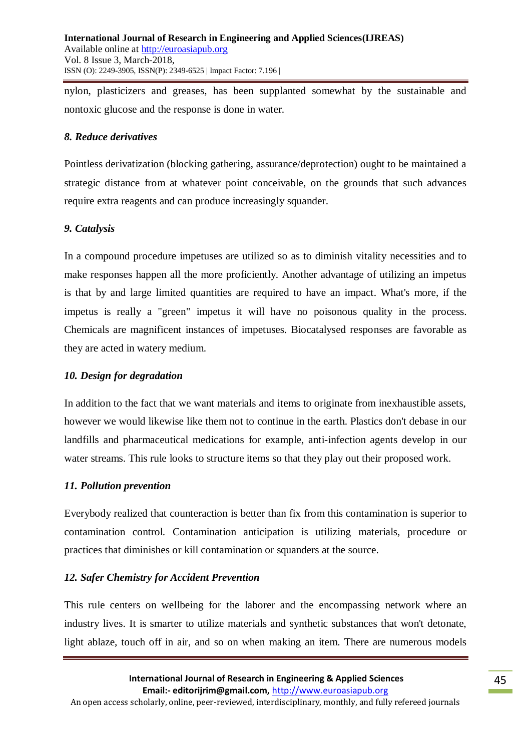nylon, plasticizers and greases, has been supplanted somewhat by the sustainable and nontoxic glucose and the response is done in water.

### *8. Reduce derivatives*

Pointless derivatization (blocking gathering, assurance/deprotection) ought to be maintained a strategic distance from at whatever point conceivable, on the grounds that such advances require extra reagents and can produce increasingly squander.

### *9. Catalysis*

In a compound procedure impetuses are utilized so as to diminish vitality necessities and to make responses happen all the more proficiently. Another advantage of utilizing an impetus is that by and large limited quantities are required to have an impact. What's more, if the impetus is really a "green" impetus it will have no poisonous quality in the process. Chemicals are magnificent instances of impetuses. Biocatalysed responses are favorable as they are acted in watery medium.

### *10. Design for degradation*

In addition to the fact that we want materials and items to originate from inexhaustible assets, however we would likewise like them not to continue in the earth. Plastics don't debase in our landfills and pharmaceutical medications for example, anti-infection agents develop in our water streams. This rule looks to structure items so that they play out their proposed work.

### *11. Pollution prevention*

Everybody realized that counteraction is better than fix from this contamination is superior to contamination control. Contamination anticipation is utilizing materials, procedure or practices that diminishes or kill contamination or squanders at the source.

### *12. Safer Chemistry for Accident Prevention*

This rule centers on wellbeing for the laborer and the encompassing network where an industry lives. It is smarter to utilize materials and synthetic substances that won't detonate, light ablaze, touch off in air, and so on when making an item. There are numerous models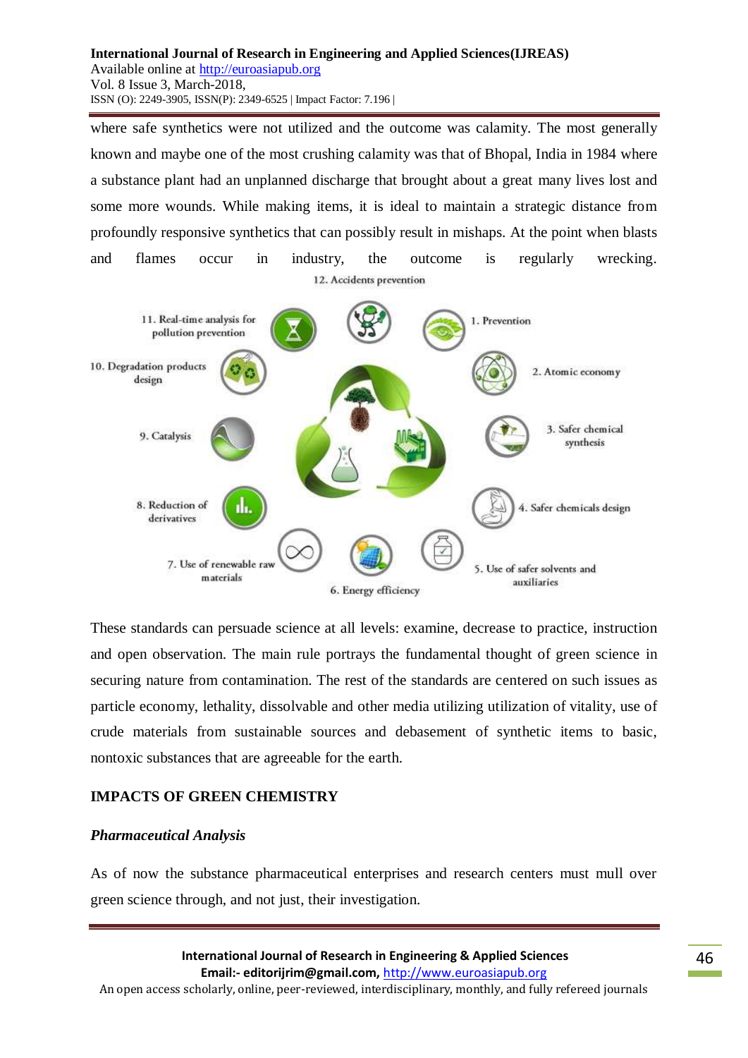where safe synthetics were not utilized and the outcome was calamity. The most generally known and maybe one of the most crushing calamity was that of Bhopal, India in 1984 where a substance plant had an unplanned discharge that brought about a great many lives lost and some more wounds. While making items, it is ideal to maintain a strategic distance from profoundly responsive synthetics that can possibly result in mishaps. At the point when blasts and flames occur in industry, the outcome is regularly wrecking.

12. Accidents prevention

11. Real-time analysis for pollution prevention

1. Prevention

10. Degradation products design

2. Atomic economy

9. Catalysis

3. Safer chemical synthesis

8. Reduction of derivatives

4. Safer chemicals design

7. Use of renewable raw materials

6. Energy efficiency

5. Use of safer solvents and auxiliaries

These standards can persuade science at all levels: examine, decrease to practice, instruction and open observation. The main rule portrays the fundamental thought of green science in securing nature from contamination. The rest of the standards are centered on such issues as particle economy, lethality, dissolvable and other media utilizing utilization of vitality, use of crude materials from sustainable sources and debasement of synthetic items to basic, nontoxic substances that are agreeable for the earth.

## IMPACTS OF GREEN CHEMISTRY

### *Pharmaceutical Analysis*

As of now the substance pharmaceutical enterprises and research centers must mull over green science through, and not just, their investigation.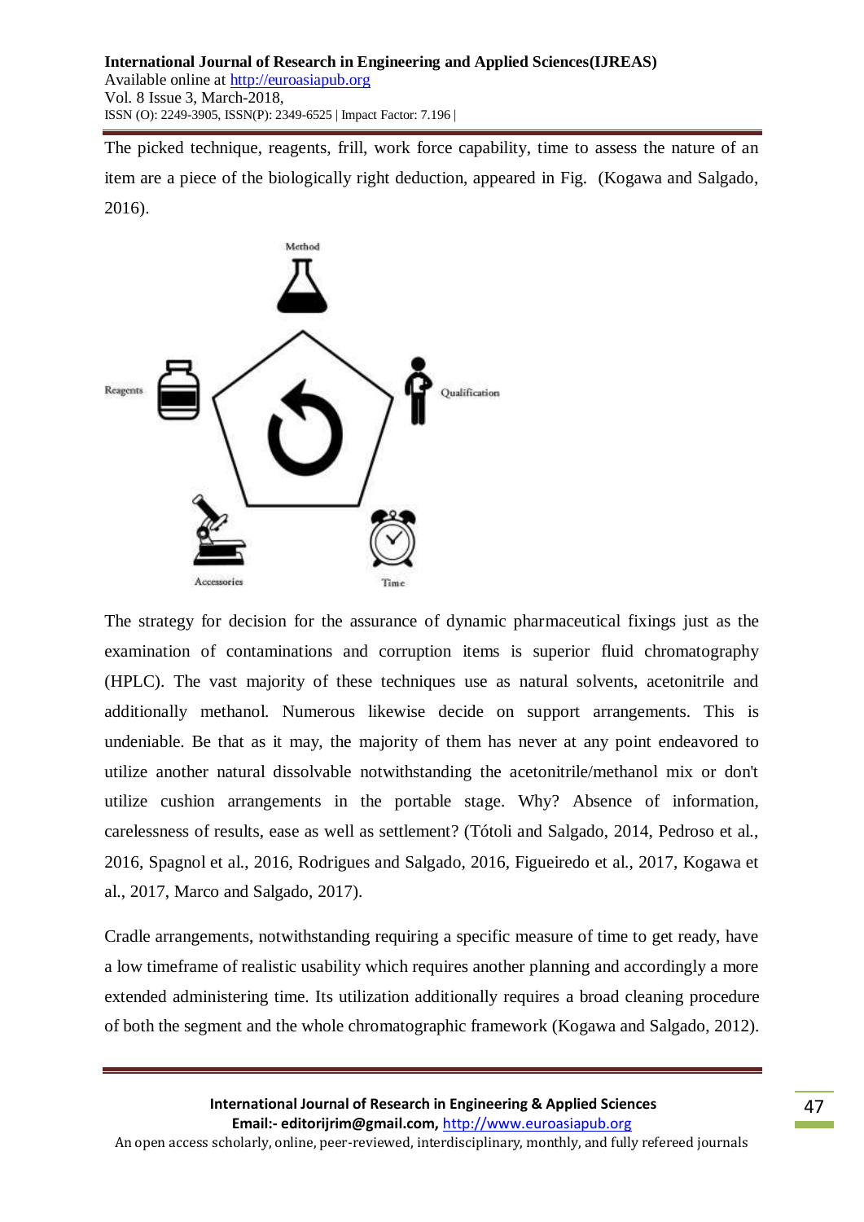The picked technique, reagents, frill, work force capability, time to assess the nature of an item are a piece of the biologically right deduction, appeared in Fig. (Kogawa and Salgado, 2016).

Method

Reagents

Qualification

Accessories

Time

The strategy for decision for the assurance of dynamic pharmaceutical fixings just as the examination of contaminations and corruption items is superior fluid chromatography (HPLC). The vast majority of these techniques use as natural solvents, acetonitrile and additionally methanol. Numerous likewise decide on support arrangements. This is undeniable. Be that as it may, the majority of them has never at any point endeavored to utilize another natural dissolvable notwithstanding the acetonitrile/methanol mix or don't utilize cushion arrangements in the portable stage. Why? Absence of information, carelessness of results, ease as well as settlement? (Tótoli and Salgado, 2014, Pedroso et al., 2016, Spagnol et al., 2016, Rodrigues and Salgado, 2016, Figueiredo et al., 2017, Kogawa et al., 2017, Marco and Salgado, 2017).

Cradle arrangements, notwithstanding requiring a specific measure of time to get ready, have a low timeframe of realistic usability which requires another planning and accordingly a more extended administering time. Its utilization additionally requires a broad cleaning procedure of both the segment and the whole chromatographic framework (Kogawa and Salgado, 2012).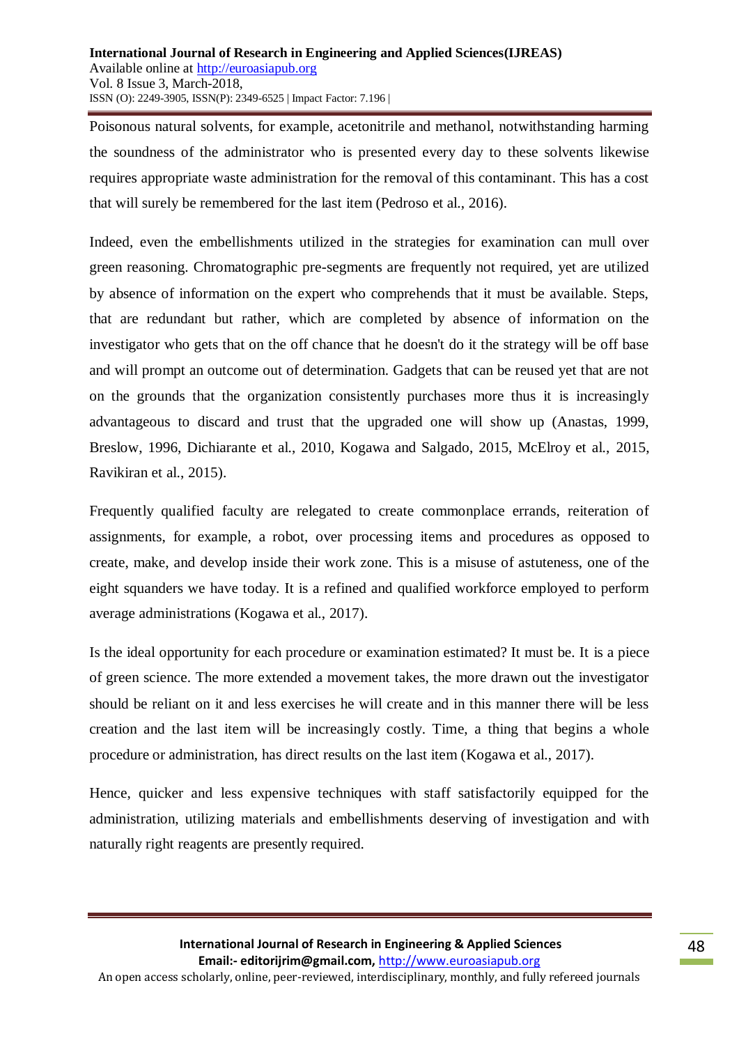Poisonous natural solvents, for example, acetonitrile and methanol, notwithstanding harming the soundness of the administrator who is presented every day to these solvents likewise requires appropriate waste administration for the removal of this contaminant. This has a cost that will surely be remembered for the last item (Pedroso et al., 2016).

Indeed, even the embellishments utilized in the strategies for examination can mull over green reasoning. Chromatographic pre-segments are frequently not required, yet are utilized by absence of information on the expert who comprehends that it must be available. Steps, that are redundant but rather, which are completed by absence of information on the investigator who gets that on the off chance that he doesn't do it the strategy will be off base and will prompt an outcome out of determination. Gadgets that can be reused yet that are not on the grounds that the organization consistently purchases more thus it is increasingly advantageous to discard and trust that the upgraded one will show up (Anastas, 1999, Breslow, 1996, Dichiarante et al., 2010, Kogawa and Salgado, 2015, McElroy et al., 2015, Ravikiran et al., 2015).

Frequently qualified faculty are relegated to create commonplace errands, reiteration of assignments, for example, a robot, over processing items and procedures as opposed to create, make, and develop inside their work zone. This is a misuse of astuteness, one of the eight squanders we have today. It is a refined and qualified workforce employed to perform average administrations (Kogawa et al., 2017).

Is the ideal opportunity for each procedure or examination estimated? It must be. It is a piece of green science. The more extended a movement takes, the more drawn out the investigator should be reliant on it and less exercises he will create and in this manner there will be less creation and the last item will be increasingly costly. Time, a thing that begins a whole procedure or administration, has direct results on the last item (Kogawa et al., 2017).

Hence, quicker and less expensive techniques with staff satisfactorily equipped for the administration, utilizing materials and embellishments deserving of investigation and with naturally right reagents are presently required.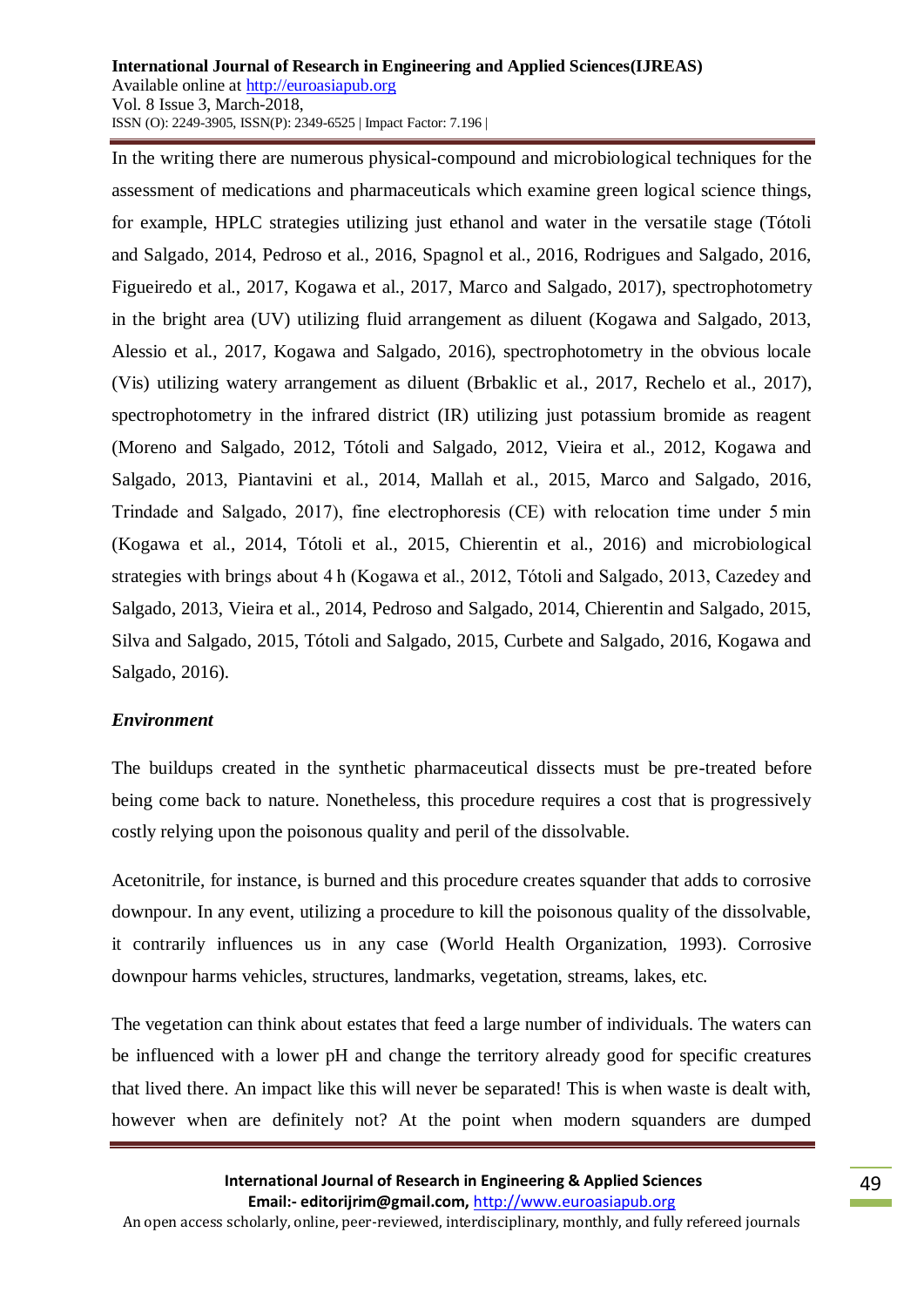In the writing there are numerous physical-compound and microbiological techniques for the assessment of medications and pharmaceuticals which examine green logical science things, for example, HPLC strategies utilizing just ethanol and water in the versatile stage (Tótoli and Salgado, 2014, Pedroso et al., 2016, Spagnol et al., 2016, Rodrigues and Salgado, 2016, Figueiredo et al., 2017, Kogawa et al., 2017, Marco and Salgado, 2017), spectrophotometry in the bright area (UV) utilizing fluid arrangement as diluent (Kogawa and Salgado, 2013, Alessio et al., 2017, Kogawa and Salgado, 2016), spectrophotometry in the obvious locale (Vis) utilizing watery arrangement as diluent (Brbaklic et al., 2017, Rechelo et al., 2017), spectrophotometry in the infrared district (IR) utilizing just potassium bromide as reagent (Moreno and Salgado, 2012, Tótoli and Salgado, 2012, Vieira et al., 2012, Kogawa and Salgado, 2013, Piantavini et al., 2014, Mallah et al., 2015, Marco and Salgado, 2016, Trindade and Salgado, 2017), fine electrophoresis (CE) with relocation time under 5 min (Kogawa et al., 2014, Tótoli et al., 2015, Chierentin et al., 2016) and microbiological strategies with brings about 4 h (Kogawa et al., 2012, Tótoli and Salgado, 2013, Cazedey and Salgado, 2013, Vieira et al., 2014, Pedroso and Salgado, 2014, Chierentin and Salgado, 2015, Silva and Salgado, 2015, Tótoli and Salgado, 2015, Curbete and Salgado, 2016, Kogawa and Salgado, 2016).

***Environment***

The buildups created in the synthetic pharmaceutical dissects must be pre-treated before being come back to nature. Nonetheless, this procedure requires a cost that is progressively costly relying upon the poisonous quality and peril of the dissolvable.

Acetonitrile, for instance, is burned and this procedure creates squander that adds to corrosive downpour. In any event, utilizing a procedure to kill the poisonous quality of the dissolvable, it contrarily influences us in any case (World Health Organization, 1993). Corrosive downpour harms vehicles, structures, landmarks, vegetation, streams, lakes, etc.

The vegetation can think about estates that feed a large number of individuals. The waters can be influenced with a lower pH and change the territory already good for specific creatures that lived there. An impact like this will never be separated! This is when waste is dealt with, however when are definitely not? At the point when modern squanders are dumped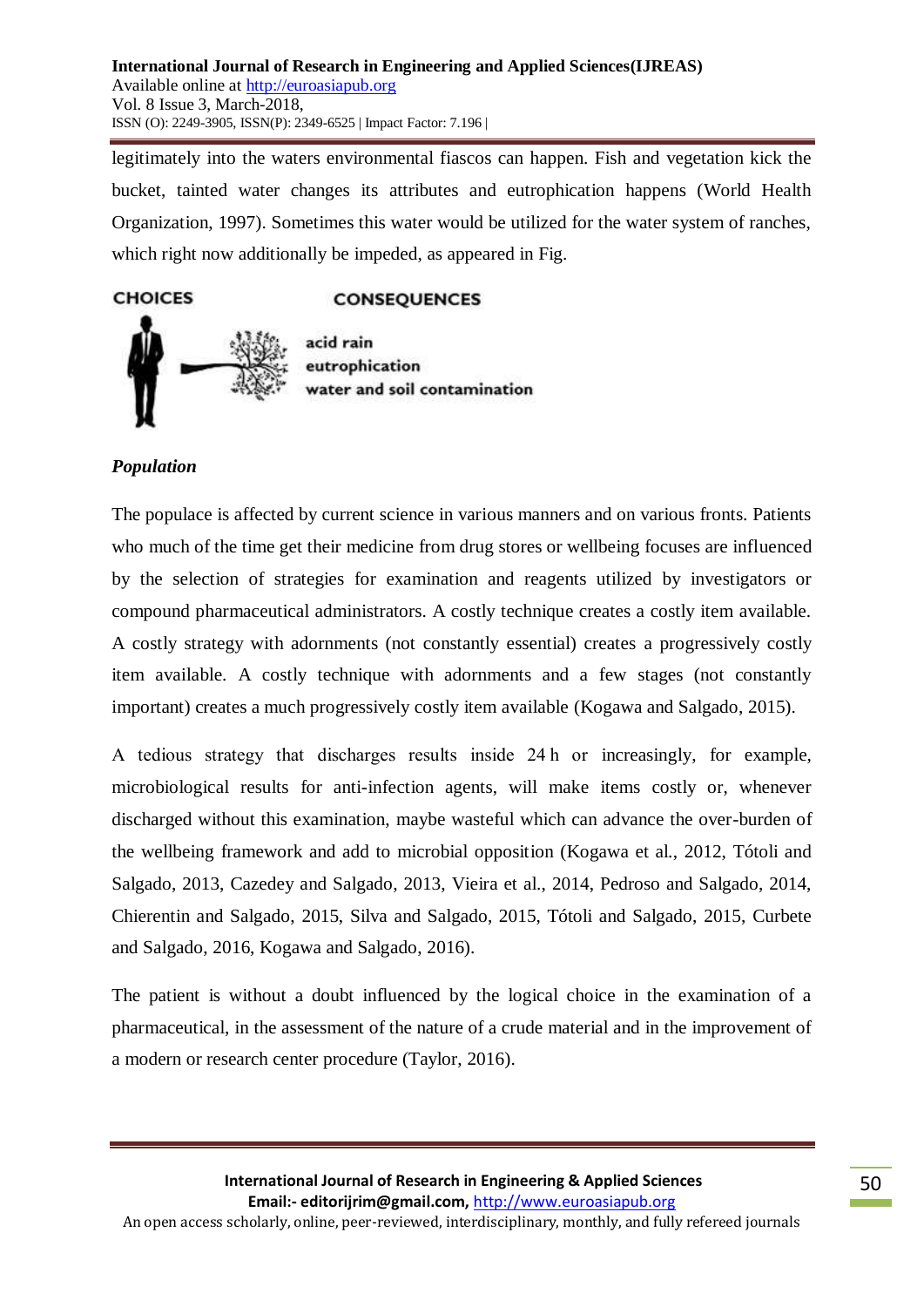legitimately into the waters environmental fiascos can happen. Fish and vegetation kick the bucket, tainted water changes its attributes and eutrophication happens (World Health Organization, 1997). Sometimes this water would be utilized for the water system of ranches, which right now additionally be impeded, as appeared in Fig.

CHOICES

CONSEQUENCES

acid rain
eutrophication
water and soil contamination

***Population***

The populace is affected by current science in various manners and on various fronts. Patients who much of the time get their medicine from drug stores or wellbeing focuses are influenced by the selection of strategies for examination and reagents utilized by investigators or compound pharmaceutical administrators. A costly technique creates a costly item available. A costly strategy with adornments (not constantly essential) creates a progressively costly item available. A costly technique with adornments and a few stages (not constantly important) creates a much progressively costly item available (Kogawa and Salgado, 2015).

A tedious strategy that discharges results inside 24 h or increasingly, for example, microbiological results for anti-infection agents, will make items costly or, whenever discharged without this examination, maybe wasteful which can advance the over-burden of the wellbeing framework and add to microbial opposition (Kogawa et al., 2012, Tótoli and Salgado, 2013, Cazedey and Salgado, 2013, Vieira et al., 2014, Pedroso and Salgado, 2014, Chierentin and Salgado, 2015, Silva and Salgado, 2015, Tótoli and Salgado, 2015, Curbete and Salgado, 2016, Kogawa and Salgado, 2016).

The patient is without a doubt influenced by the logical choice in the examination of a pharmaceutical, in the assessment of the nature of a crude material and in the improvement of a modern or research center procedure (Taylor, 2016).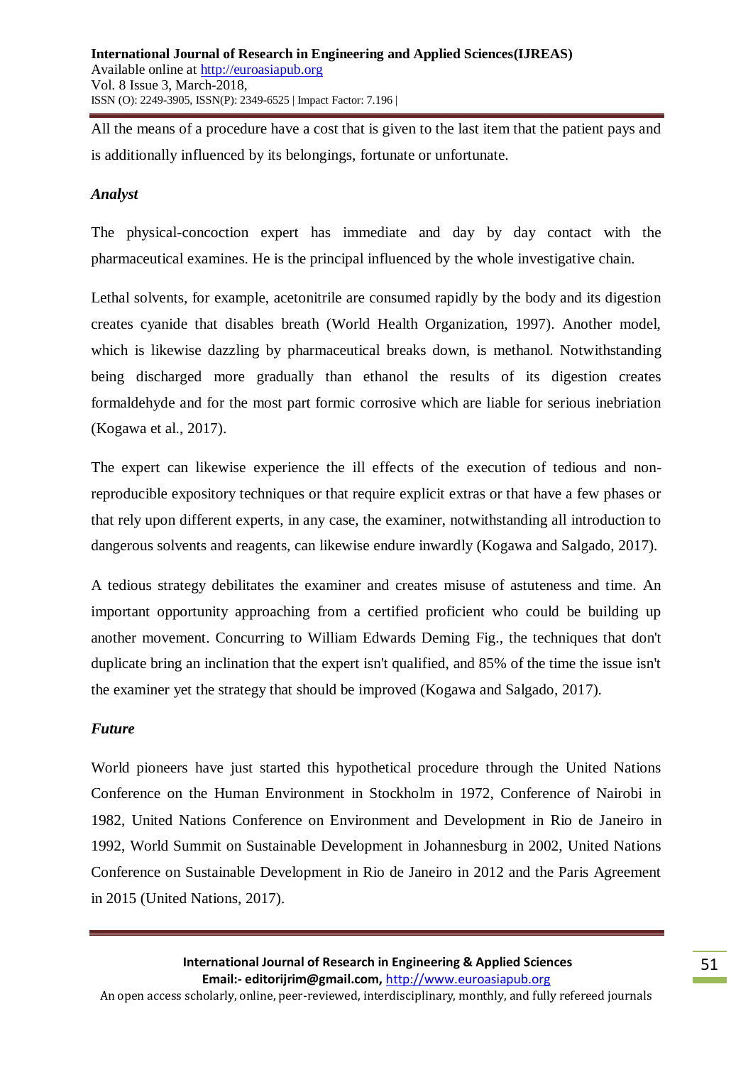All the means of a procedure have a cost that is given to the last item that the patient pays and is additionally influenced by its belongings, fortunate or unfortunate.

***Analyst***

The physical-concoction expert has immediate and day by day contact with the pharmaceutical examines. He is the principal influenced by the whole investigative chain.

Lethal solvents, for example, acetonitrile are consumed rapidly by the body and its digestion creates cyanide that disables breath (World Health Organization, 1997). Another model, which is likewise dazzling by pharmaceutical breaks down, is methanol. Notwithstanding being discharged more gradually than ethanol the results of its digestion creates formaldehyde and for the most part formic corrosive which are liable for serious inebriation (Kogawa et al., 2017).

The expert can likewise experience the ill effects of the execution of tedious and non-reproducible expository techniques or that require explicit extras or that have a few phases or that rely upon different experts, in any case, the examiner, notwithstanding all introduction to dangerous solvents and reagents, can likewise endure inwardly (Kogawa and Salgado, 2017).

A tedious strategy debilitates the examiner and creates misuse of astuteness and time. An important opportunity approaching from a certified proficient who could be building up another movement. Concurring to William Edwards Deming Fig., the techniques that don't duplicate bring an inclination that the expert isn't qualified, and 85% of the time the issue isn't the examiner yet the strategy that should be improved (Kogawa and Salgado, 2017).

***Future***

World pioneers have just started this hypothetical procedure through the United Nations Conference on the Human Environment in Stockholm in 1972, Conference of Nairobi in 1982, United Nations Conference on Environment and Development in Rio de Janeiro in 1992, World Summit on Sustainable Development in Johannesburg in 2002, United Nations Conference on Sustainable Development in Rio de Janeiro in 2012 and the Paris Agreement in 2015 (United Nations, 2017).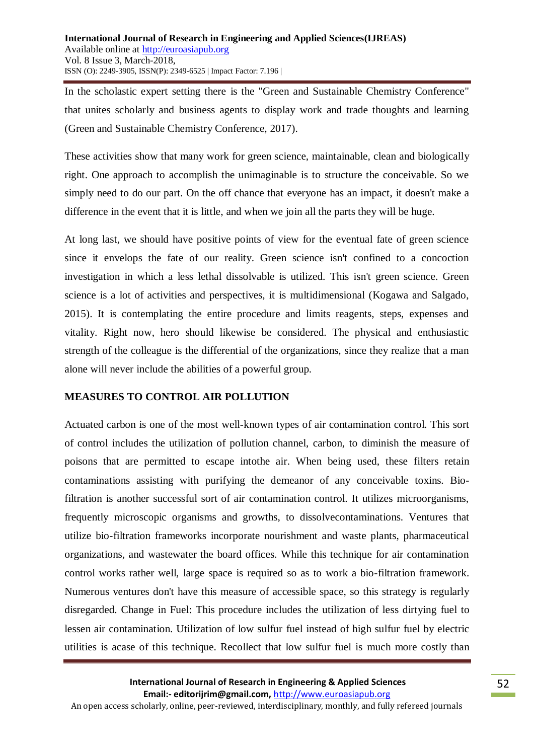In the scholastic expert setting there is the "Green and Sustainable Chemistry Conference" that unites scholarly and business agents to display work and trade thoughts and learning (Green and Sustainable Chemistry Conference, 2017).

These activities show that many work for green science, maintainable, clean and biologically right. One approach to accomplish the unimaginable is to structure the conceivable. So we simply need to do our part. On the off chance that everyone has an impact, it doesn't make a difference in the event that it is little, and when we join all the parts they will be huge.

At long last, we should have positive points of view for the eventual fate of green science since it envelops the fate of our reality. Green science isn't confined to a concoction investigation in which a less lethal dissolvable is utilized. This isn't green science. Green science is a lot of activities and perspectives, it is multidimensional (Kogawa and Salgado, 2015). It is contemplating the entire procedure and limits reagents, steps, expenses and vitality. Right now, hero should likewise be considered. The physical and enthusiastic strength of the colleague is the differential of the organizations, since they realize that a man alone will never include the abilities of a powerful group.

## MEASURES TO CONTROL AIR POLLUTION

Actuated carbon is one of the most well-known types of air contamination control. This sort of control includes the utilization of pollution channel, carbon, to diminish the measure of poisons that are permitted to escape intothe air. When being used, these filters retain contaminations assisting with purifying the demeanor of any conceivable toxins. Bio-filtration is another successful sort of air contamination control. It utilizes microorganisms, frequently microscopic organisms and growths, to dissolvecontaminations. Ventures that utilize bio-filtration frameworks incorporate nourishment and waste plants, pharmaceutical organizations, and wastewater the board offices. While this technique for air contamination control works rather well, large space is required so as to work a bio-filtration framework. Numerous ventures don't have this measure of accessible space, so this strategy is regularly disregarded. Change in Fuel: This procedure includes the utilization of less dirtying fuel to lessen air contamination. Utilization of low sulfur fuel instead of high sulfur fuel by electric utilities is acase of this technique. Recollect that low sulfur fuel is much more costly than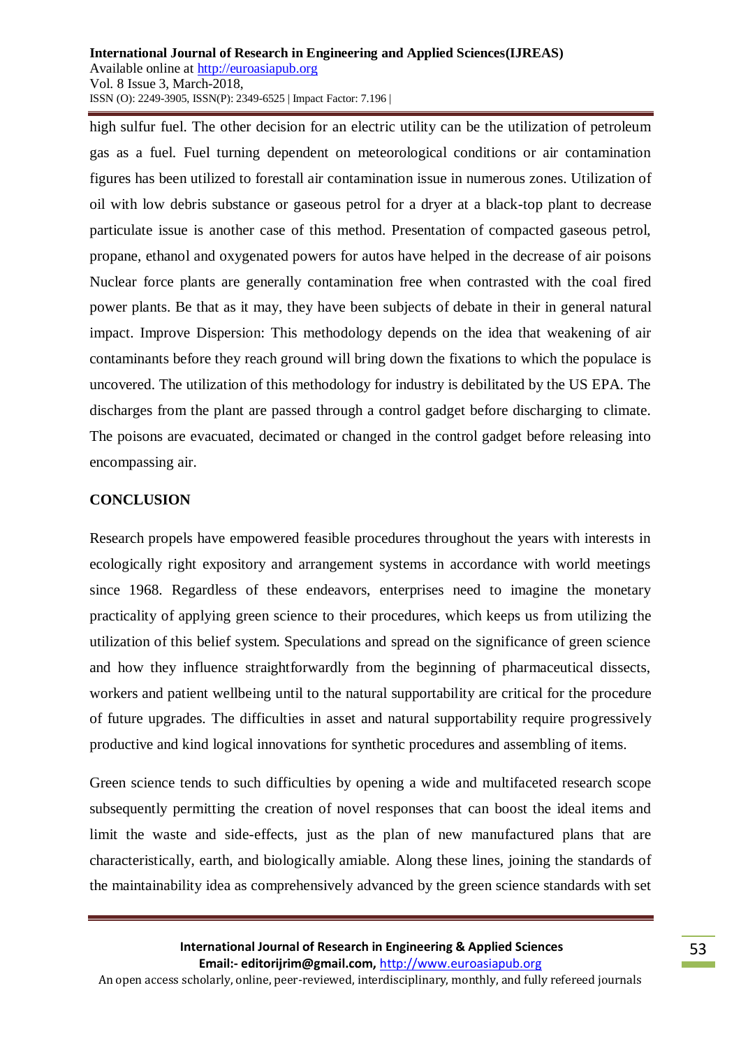high sulfur fuel. The other decision for an electric utility can be the utilization of petroleum gas as a fuel. Fuel turning dependent on meteorological conditions or air contamination figures has been utilized to forestall air contamination issue in numerous zones. Utilization of oil with low debris substance or gaseous petrol for a dryer at a black-top plant to decrease particulate issue is another case of this method. Presentation of compacted gaseous petrol, propane, ethanol and oxygenated powers for autos have helped in the decrease of air poisons Nuclear force plants are generally contamination free when contrasted with the coal fired power plants. Be that as it may, they have been subjects of debate in their in general natural impact. Improve Dispersion: This methodology depends on the idea that weakening of air contaminants before they reach ground will bring down the fixations to which the populace is uncovered. The utilization of this methodology for industry is debilitated by the US EPA. The discharges from the plant are passed through a control gadget before discharging to climate. The poisons are evacuated, decimated or changed in the control gadget before releasing into encompassing air.

## CONCLUSION

Research propels have empowered feasible procedures throughout the years with interests in ecologically right expository and arrangement systems in accordance with world meetings since 1968. Regardless of these endeavors, enterprises need to imagine the monetary practicality of applying green science to their procedures, which keeps us from utilizing the utilization of this belief system. Speculations and spread on the significance of green science and how they influence straightforwardly from the beginning of pharmaceutical dissects, workers and patient wellbeing until to the natural supportability are critical for the procedure of future upgrades. The difficulties in asset and natural supportability require progressively productive and kind logical innovations for synthetic procedures and assembling of items.

Green science tends to such difficulties by opening a wide and multifaceted research scope subsequently permitting the creation of novel responses that can boost the ideal items and limit the waste and side-effects, just as the plan of new manufactured plans that are characteristically, earth, and biologically amiable. Along these lines, joining the standards of the maintainability idea as comprehensively advanced by the green science standards with set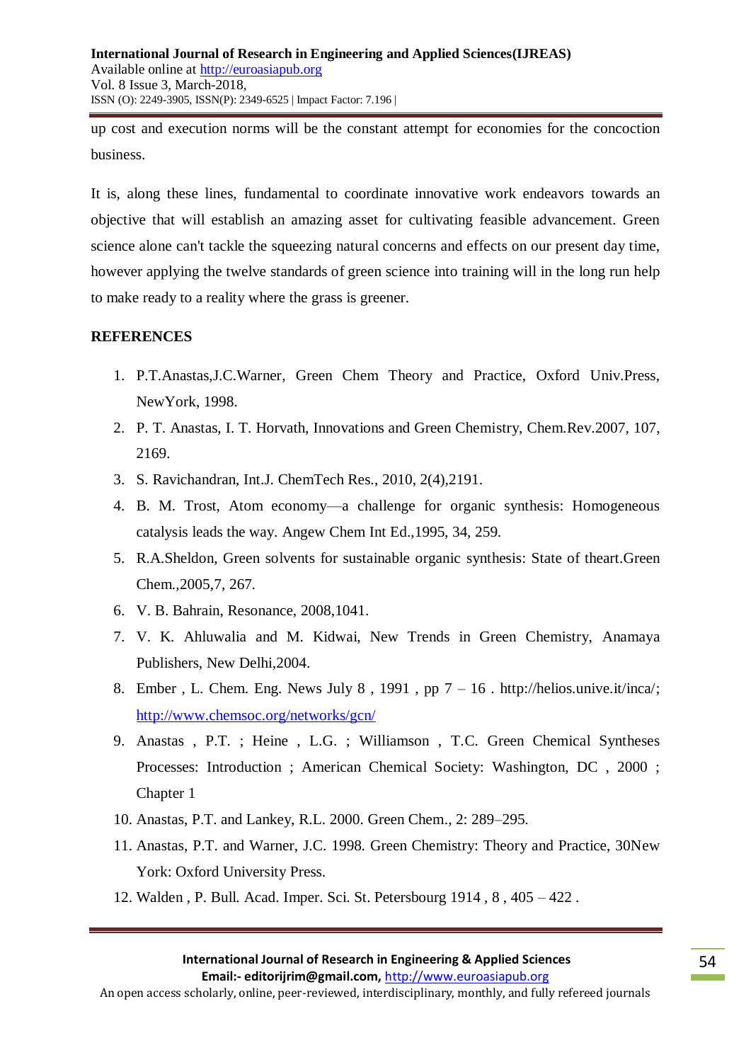up cost and execution norms will be the constant attempt for economies for the concoction business.

It is, along these lines, fundamental to coordinate innovative work endeavors towards an objective that will establish an amazing asset for cultivating feasible advancement. Green science alone can't tackle the squeezing natural concerns and effects on our present day time, however applying the twelve standards of green science into training will in the long run help to make ready to a reality where the grass is greener.

## REFERENCES

1. P.T.Anastas,J.C.Warner, Green Chem Theory and Practice, Oxford Univ.Press, NewYork, 1998.
2. P. T. Anastas, I. T. Horvath, Innovations and Green Chemistry, Chem.Rev.2007, 107, 2169.
3. S. Ravichandran, Int.J. ChemTech Res., 2010, 2(4),2191.
4. B. M. Trost, Atom economy—a challenge for organic synthesis: Homogeneous catalysis leads the way. Angew Chem Int Ed.,1995, 34, 259.
5. R.A.Sheldon, Green solvents for sustainable organic synthesis: State of theart.Green Chem.,2005,7, 267.
6. V. B. Bahrain, Resonance, 2008,1041.
7. V. K. Ahluwalia and M. Kidwai, New Trends in Green Chemistry, Anamaya Publishers, New Delhi,2004.
8. Ember , L. Chem. Eng. News July 8 , 1991 , pp 7 – 16 . http://helios.unive.it/inca/; http://www.chemsoc.org/networks/gcn/
9. Anastas , P.T. ; Heine , L.G. ; Williamson , T.C. Green Chemical Syntheses Processes: Introduction ; American Chemical Society: Washington, DC , 2000 ; Chapter 1
10. Anastas, P.T. and Lankey, R.L. 2000. Green Chem., 2: 289–295.
11. Anastas, P.T. and Warner, J.C. 1998. Green Chemistry: Theory and Practice, 30New York: Oxford University Press.
12. Walden , P. Bull. Acad. Imper. Sci. St. Petersbourg 1914 , 8 , 405 – 422 .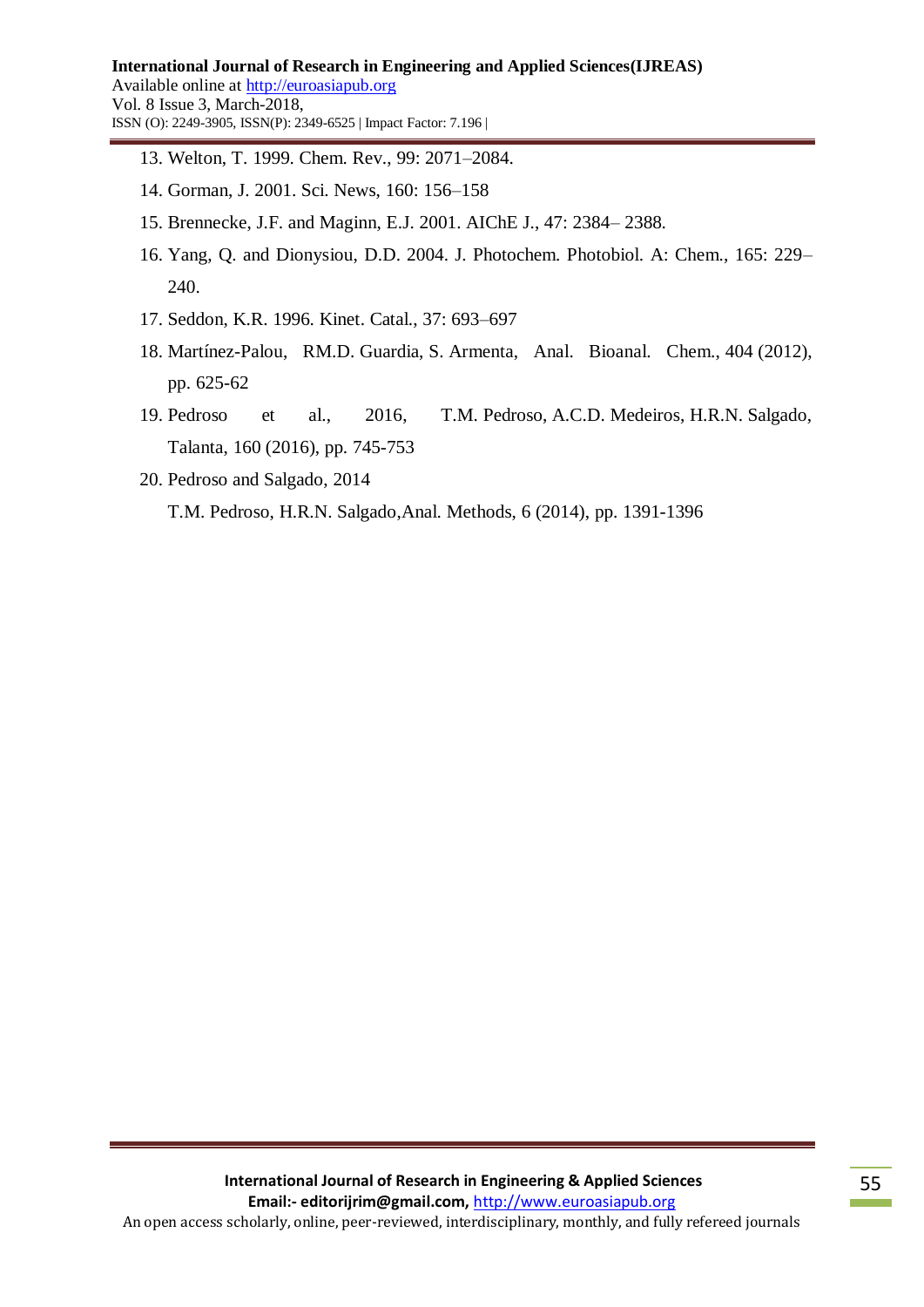13. Welton, T. 1999. Chem. Rev., 99: 2071–2084.
14. Gorman, J. 2001. Sci. News, 160: 156–158
15. Brennecke, J.F. and Maginn, E.J. 2001. AIChE J., 47: 2384– 2388.
16. Yang, Q. and Dionysiou, D.D. 2004. J. Photochem. Photobiol. A: Chem., 165: 229–240.
17. Seddon, K.R. 1996. Kinet. Catal., 37: 693–697
18. Martínez-Palou, RM.D. Guardia, S. Armenta, Anal. Bioanal. Chem., 404 (2012), pp. 625-62
19. Pedroso et al., 2016, T.M. Pedroso, A.C.D. Medeiros, H.R.N. Salgado, Talanta, 160 (2016), pp. 745-753
20. Pedroso and Salgado, 2014

    T.M. Pedroso, H.R.N. Salgado,Anal. Methods, 6 (2014), pp. 1391-1396